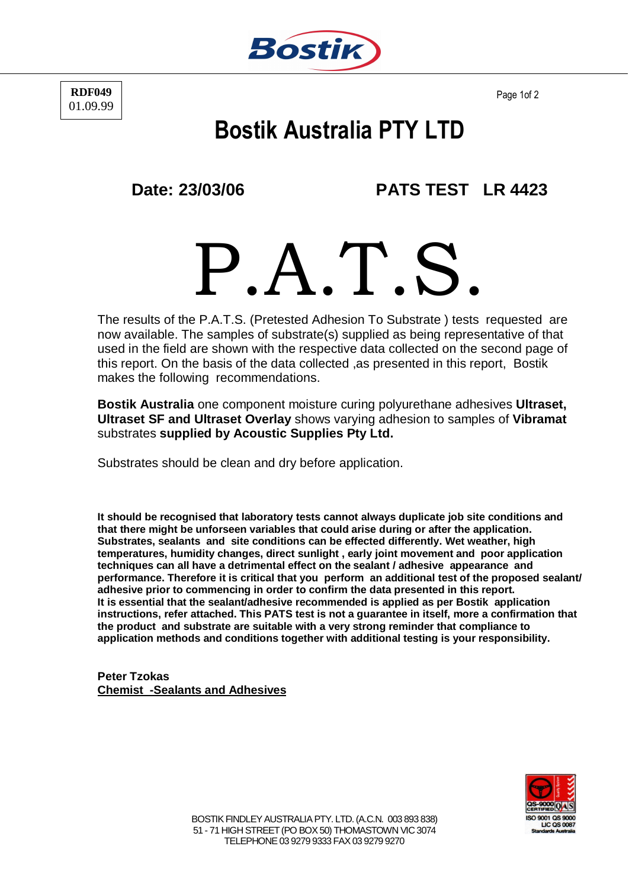RDF049
01.09.99

# Bostik Australia PTY LTD

**Date: 23/03/06** **PATS TEST LR 4423**

# P.A.T.S.

The results of the P.A.T.S. (Pretested Adhesion To Substrate ) tests requested are now available. The samples of substrate(s) supplied as being representative of that used in the field are shown with the respective data collected on the second page of this report. On the basis of the data collected ,as presented in this report, Bostik makes the following recommendations.

**Bostik Australia** one component moisture curing polyurethane adhesives **Ultraset, Ultraset SF and Ultraset Overlay** shows varying adhesion to samples of **Vibramat** substrates **supplied by Acoustic Supplies Pty Ltd.**

Substrates should be clean and dry before application.

**It should be recognised that laboratory tests cannot always duplicate job site conditions and that there might be unforseen variables that could arise during or after the application. Substrates, sealants and site conditions can be effected differently. Wet weather, high temperatures, humidity changes, direct sunlight , early joint movement and poor application techniques can all have a detrimental effect on the sealant / adhesive appearance and performance. Therefore it is critical that you perform an additional test of the proposed sealant/ adhesive prior to commencing in order to confirm the data presented in this report.**
**It is essential that the sealant/adhesive recommended is applied as per Bostik application instructions, refer attached. This PATS test is not a guarantee in itself, more a confirmation that the product and substrate are suitable with a very strong reminder that compliance to application methods and conditions together with additional testing is your responsibility.**

**Peter Tzokas**
**Chemist -Sealants and Adhesives**

BOSTIK FINDLEY AUSTRALIA PTY. LTD. (A.C.N. 003 893 838)
51 - 71 HIGH STREET (PO BOX 50) THOMASTOWN VIC 3074
TELEPHONE 03 9279 9333 FAX 03 9279 9270

QS-9000 CERTIFIED QAS
ISO 9001 QS 9000
LIC QS 0087
Standards Australia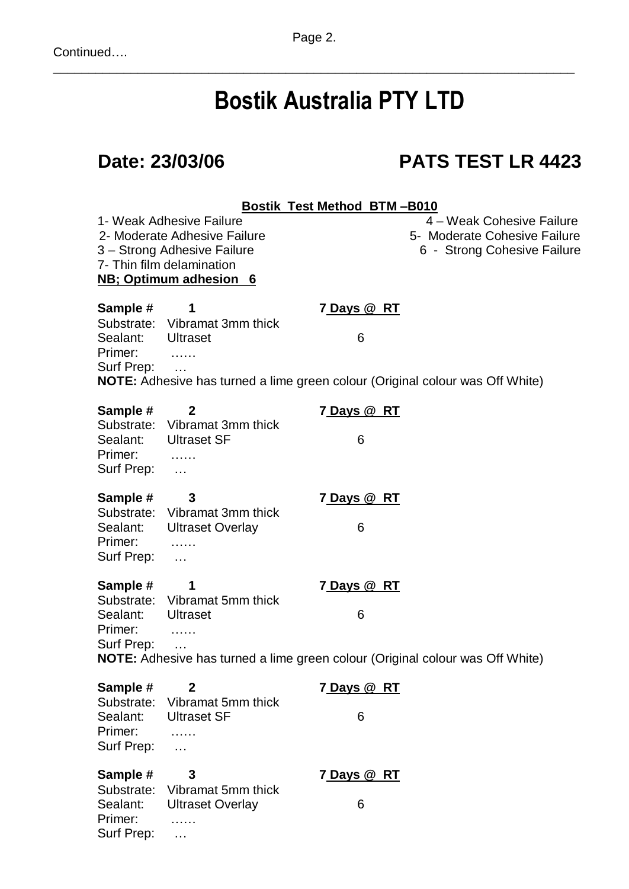Continued….

# Bostik Australia PTY LTD

## Date: 23/03/06

## PATS TEST LR 4423

**Bostik Test Method BTM –B010**

1- Weak Adhesive Failure
2- Moderate Adhesive Failure
3 – Strong Adhesive Failure
4 – Weak Cohesive Failure
5- Moderate Cohesive Failure
6 - Strong Cohesive Failure
7- Thin film delamination

**NB; Optimum adhesion 6**

**Sample # 1** — **7 Days @ RT**
Substrate: Vibramat 3mm thick
Sealant: Ultraset — 6
Primer: ……
Surf Prep: …
**NOTE:** Adhesive has turned a lime green colour (Original colour was Off White)

**Sample # 2** — **7 Days @ RT**
Substrate: Vibramat 3mm thick
Sealant: Ultraset SF — 6
Primer: ……
Surf Prep: …

**Sample # 3** — **7 Days @ RT**
Substrate: Vibramat 3mm thick
Sealant: Ultraset Overlay — 6
Primer: ……
Surf Prep: …

**Sample # 1** — **7 Days @ RT**
Substrate: Vibramat 5mm thick
Sealant: Ultraset — 6
Primer: ……
Surf Prep: …
**NOTE:** Adhesive has turned a lime green colour (Original colour was Off White)

**Sample # 2** — **7 Days @ RT**
Substrate: Vibramat 5mm thick
Sealant: Ultraset SF — 6
Primer: ……
Surf Prep: …

**Sample # 3** — **7 Days @ RT**
Substrate: Vibramat 5mm thick
Sealant: Ultraset Overlay — 6
Primer: ……
Surf Prep: …